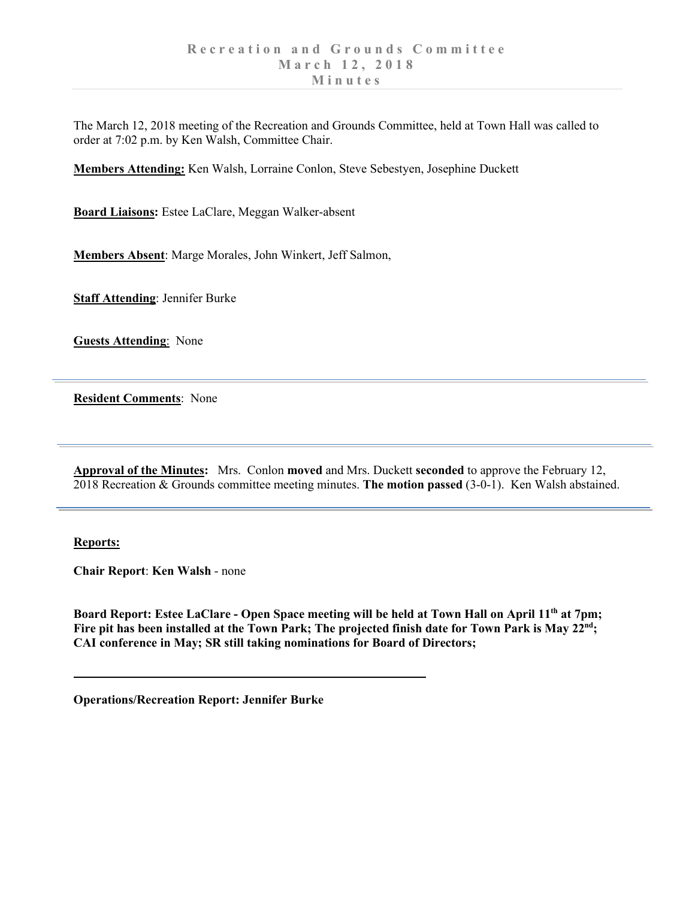# Recreation and Grounds Committee
## March 12, 2018
## Minutes

The March 12, 2018 meeting of the Recreation and Grounds Committee, held at Town Hall was called to order at 7:02 p.m. by Ken Walsh, Committee Chair.

**Members Attending:** Ken Walsh, Lorraine Conlon, Steve Sebestyen, Josephine Duckett

**Board Liaisons:** Estee LaClare, Meggan Walker-absent

**Members Absent**: Marge Morales, John Winkert, Jeff Salmon,

**Staff Attending**: Jennifer Burke

**Guests Attending**: None

---

**Resident Comments**: None

---

**Approval of the Minutes:** Mrs. Conlon **moved** and Mrs. Duckett **seconded** to approve the February 12, 2018 Recreation & Grounds committee meeting minutes. **The motion passed** (3-0-1). Ken Walsh abstained.

---

**Reports:**

**Chair Report**: **Ken Walsh** - none

**Board Report: Estee LaClare - Open Space meeting will be held at Town Hall on April 11th at 7pm; Fire pit has been installed at the Town Park; The projected finish date for Town Park is May 22nd; CAI conference in May; SR still taking nominations for Board of Directors;**

---

**Operations/Recreation Report: Jennifer Burke**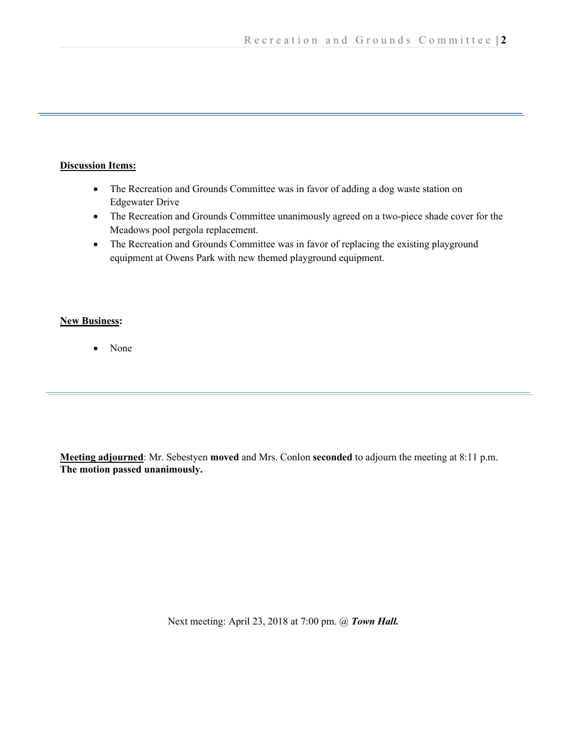**Discussion Items:**

- The Recreation and Grounds Committee was in favor of adding a dog waste station on Edgewater Drive
- The Recreation and Grounds Committee unanimously agreed on a two-piece shade cover for the Meadows pool pergola replacement.
- The Recreation and Grounds Committee was in favor of replacing the existing playground equipment at Owens Park with new themed playground equipment.

**New Business:**

- None

---

**Meeting adjourned**: Mr. Sebestyen **moved** and Mrs. Conlon **seconded** to adjourn the meeting at 8:11 p.m. **The motion passed unanimously.**

Next meeting: April 23, 2018 at 7:00 pm. @ ***Town Hall.***